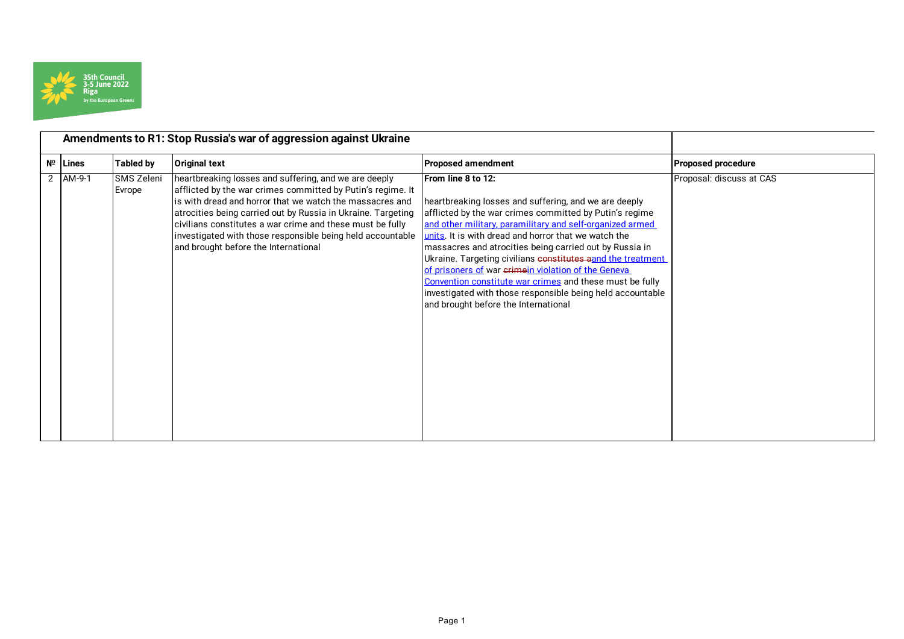## Amendments to R1: Stop Russia's war of aggression against Ukraine

| № | Lines | Tabled by | Original text | Proposed amendment | Proposed procedure |
|---|---|---|---|---|---|
| 2 | AM-9-1 | SMS Zeleni Evrope | heartbreaking losses and suffering, and we are deeply afflicted by the war crimes committed by Putin's regime. It is with dread and horror that we watch the massacres and atrocities being carried out by Russia in Ukraine. Targeting civilians constitutes a war crime and these must be fully investigated with those responsible being held accountable and brought before the International | **From line 8 to 12:**<br><br>heartbreaking losses and suffering, and we are deeply afflicted by the war crimes committed by Putin's regime <u>and other military, paramilitary and self-organized armed units</u>. It is with dread and horror that we watch the massacres and atrocities being carried out by Russia in Ukraine. Targeting civilians ~~constitutes a~~<u>and the treatment of prisoners of</u> war ~~crime~~<u>in violation of the Geneva Convention constitute war crimes</u> and these must be fully investigated with those responsible being held accountable and brought before the International | Proposal: discuss at CAS |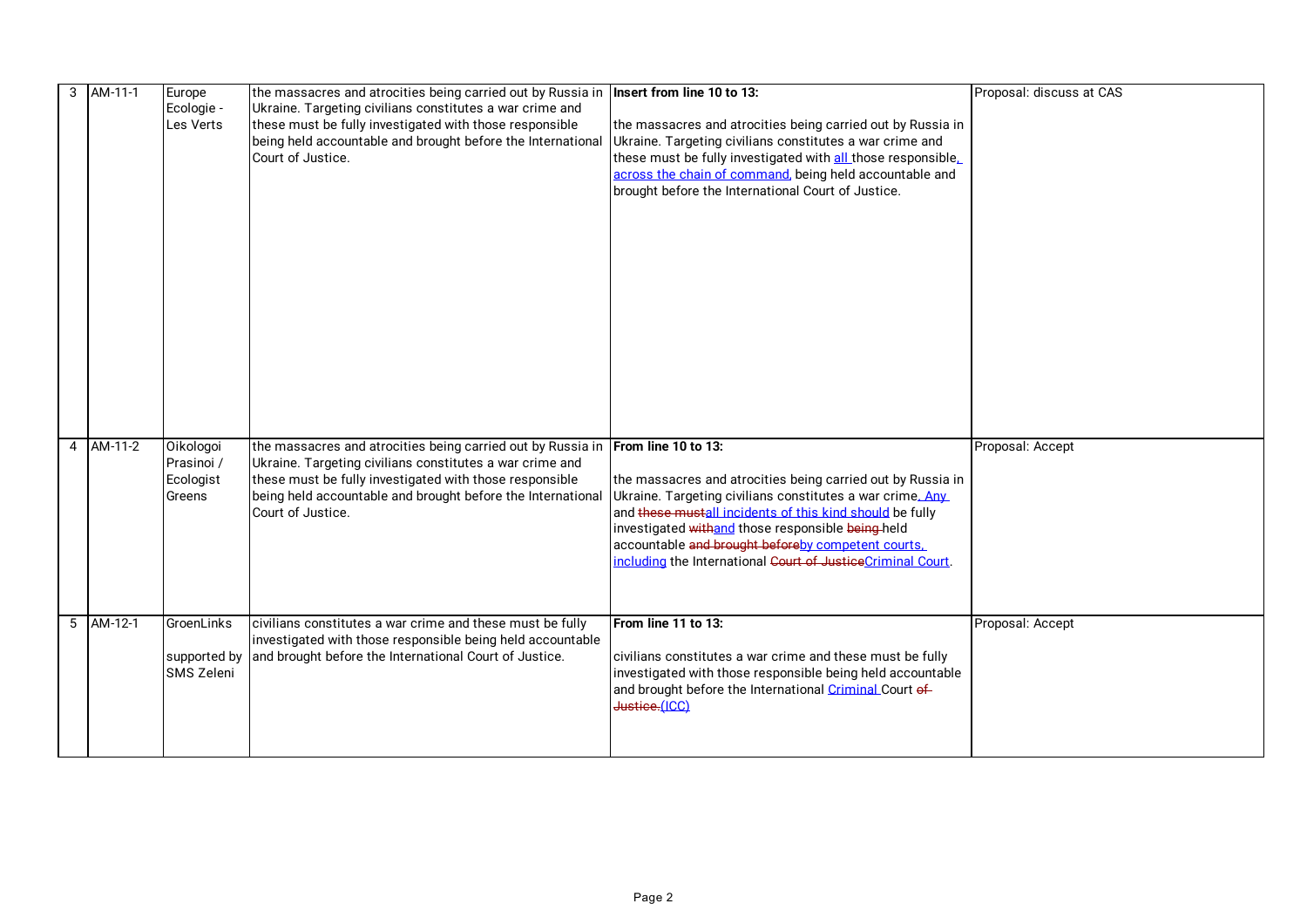| 3 | AM-11-1 | Europe Ecologie - Les Verts | the massacres and atrocities being carried out by Russia in Ukraine. Targeting civilians constitutes a war crime and these must be fully investigated with those responsible being held accountable and brought before the International Court of Justice. | **Insert from line 10 to 13:**<br><br>the massacres and atrocities being carried out by Russia in Ukraine. Targeting civilians constitutes a war crime and these must be fully investigated with all those responsible, across the chain of command, being held accountable and brought before the International Court of Justice. | Proposal: discuss at CAS |
|---|---|---|---|---|---|
| 4 | AM-11-2 | Oikologoi Prasinoi / Ecologist Greens | the massacres and atrocities being carried out by Russia in Ukraine. Targeting civilians constitutes a war crime and these must be fully investigated with those responsible being held accountable and brought before the International Court of Justice. | **From line 10 to 13:**<br><br>the massacres and atrocities being carried out by Russia in Ukraine. Targeting civilians constitutes a war crime. Any and ~~these must~~all incidents of this kind should be fully investigated ~~with~~and those responsible ~~being~~ held accountable ~~and brought before~~by competent courts, including the International ~~Court of Justice~~Criminal Court. | Proposal: Accept |
| 5 | AM-12-1 | GroenLinks<br><br>supported by SMS Zeleni | civilians constitutes a war crime and these must be fully investigated with those responsible being held accountable and brought before the International Court of Justice. | **From line 11 to 13:**<br><br>civilians constitutes a war crime and these must be fully investigated with those responsible being held accountable and brought before the International Criminal Court ~~of Justice.~~(ICC) | Proposal: Accept |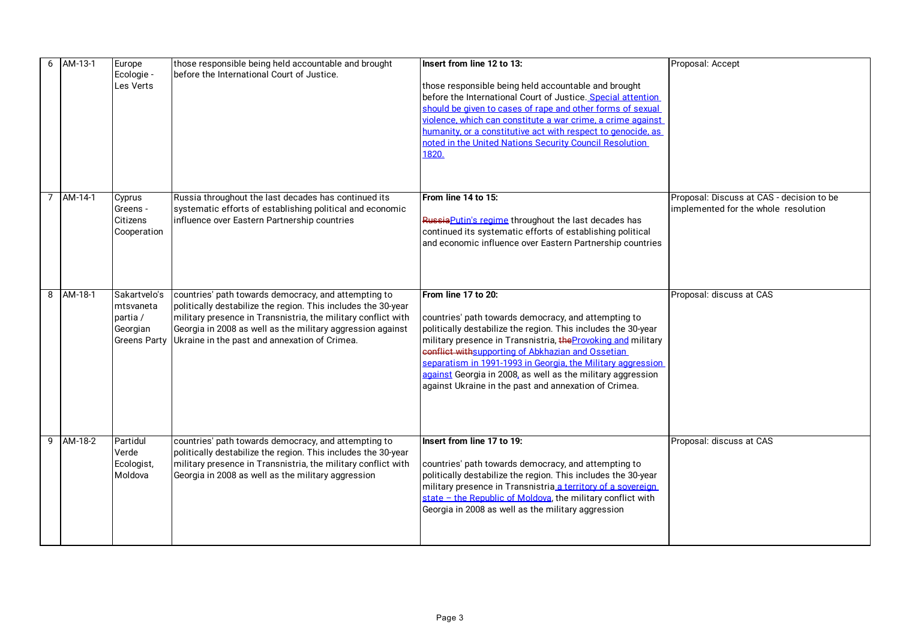| 6 | AM-13-1 | Europe Ecologie - Les Verts | those responsible being held accountable and brought before the International Court of Justice. | **Insert from line 12 to 13:**<br><br>those responsible being held accountable and brought before the International Court of Justice. <u>Special attention should be given to cases of rape and other forms of sexual violence, which can constitute a war crime, a crime against humanity, or a constitutive act with respect to genocide, as noted in the United Nations Security Council Resolution 1820.</u> | Proposal: Accept |
|---|---|---|---|---|---|
| 7 | AM-14-1 | Cyprus Greens - Citizens Cooperation | Russia throughout the last decades has continued its systematic efforts of establishing political and economic influence over Eastern Partnership countries | **From line 14 to 15:**<br><br>~~Russia~~<u>Putin's regime</u> throughout the last decades has continued its systematic efforts of establishing political and economic influence over Eastern Partnership countries | Proposal: Discuss at CAS - decision to be implemented for the whole resolution |
| 8 | AM-18-1 | Sakartvelo's mtsvaneta partia / Georgian Greens Party | countries' path towards democracy, and attempting to politically destabilize the region. This includes the 30-year military presence in Transnistria, the military conflict with Georgia in 2008 as well as the military aggression against Ukraine in the past and annexation of Crimea. | **From line 17 to 20:**<br><br>countries' path towards democracy, and attempting to politically destabilize the region. This includes the 30-year military presence in Transnistria, ~~the~~<u>Provoking and</u> military ~~conflict with~~<u>supporting of Abkhazian and Ossetian separatism in 1991-1993 in Georgia, the Military aggression against</u> Georgia in 2008, as well as the military aggression against Ukraine in the past and annexation of Crimea. | Proposal: discuss at CAS |
| 9 | AM-18-2 | Partidul Verde Ecologist, Moldova | countries' path towards democracy, and attempting to politically destabilize the region. This includes the 30-year military presence in Transnistria, the military conflict with Georgia in 2008 as well as the military aggression | **Insert from line 17 to 19:**<br><br>countries' path towards democracy, and attempting to politically destabilize the region. This includes the 30-year military presence in Transnistria<u> a territory of a sovereign state – the Republic of Moldova</u>, the military conflict with Georgia in 2008 as well as the military aggression | Proposal: discuss at CAS |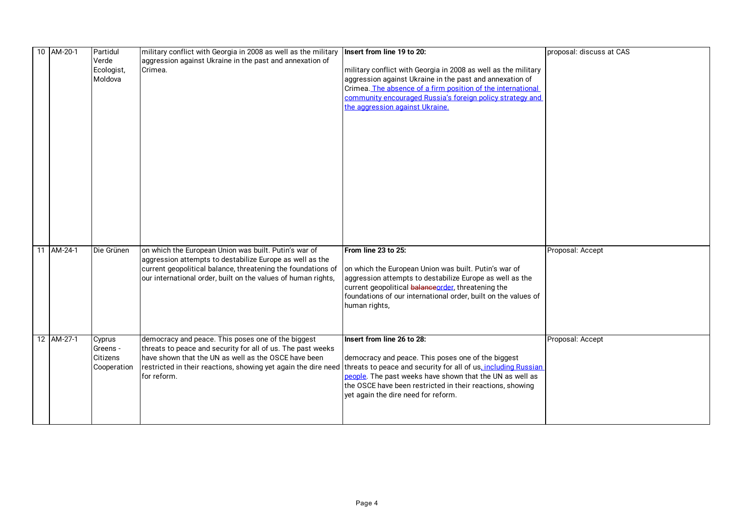| 10 | AM-20-1 | Partidul Verde Ecologist, Moldova | military conflict with Georgia in 2008 as well as the military aggression against Ukraine in the past and annexation of Crimea. | **Insert from line 19 to 20:**<br><br>military conflict with Georgia in 2008 as well as the military aggression against Ukraine in the past and annexation of Crimea. <u>The absence of a firm position of the international community encouraged Russia's foreign policy strategy and the aggression against Ukraine.</u> | proposal: discuss at CAS |
|---|---|---|---|---|---|
| 11 | AM-24-1 | Die Grünen | on which the European Union was built. Putin's war of aggression attempts to destabilize Europe as well as the current geopolitical balance, threatening the foundations of our international order, built on the values of human rights, | **From line 23 to 25:**<br><br>on which the European Union was built. Putin's war of aggression attempts to destabilize Europe as well as the current geopolitical ~~balance~~<u>order</u>, threatening the foundations of our international order, built on the values of human rights, | Proposal: Accept |
| 12 | AM-27-1 | Cyprus Greens - Citizens Cooperation | democracy and peace. This poses one of the biggest threats to peace and security for all of us. The past weeks have shown that the UN as well as the OSCE have been restricted in their reactions, showing yet again the dire need for reform. | **Insert from line 26 to 28:**<br><br>democracy and peace. This poses one of the biggest threats to peace and security for all of us<u>, including Russian people</u>. The past weeks have shown that the UN as well as the OSCE have been restricted in their reactions, showing yet again the dire need for reform. | Proposal: Accept |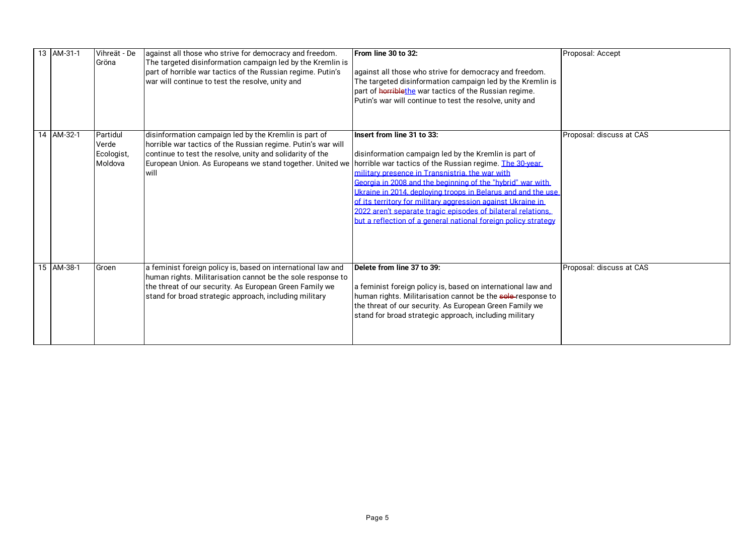| 13 | AM-31-1 | Vihreät - De Gröna | against all those who strive for democracy and freedom. The targeted disinformation campaign led by the Kremlin is part of horrible war tactics of the Russian regime. Putin's war will continue to test the resolve, unity and | **From line 30 to 32:**<br><br>against all those who strive for democracy and freedom. The targeted disinformation campaign led by the Kremlin is part of ~~horrible~~the war tactics of the Russian regime. Putin's war will continue to test the resolve, unity and | Proposal: Accept |
|---|---|---|---|---|---|
| 14 | AM-32-1 | Partidul Verde Ecologist, Moldova | disinformation campaign led by the Kremlin is part of horrible war tactics of the Russian regime. Putin's war will continue to test the resolve, unity and solidarity of the European Union. As Europeans we stand together. United we will | **Insert from line 31 to 33:**<br><br>disinformation campaign led by the Kremlin is part of horrible war tactics of the Russian regime. The 30-year military presence in Transnistria, the war with Georgia in 2008 and the beginning of the "hybrid" war with Ukraine in 2014, deploying troops in Belarus and and the use of its territory for military aggression against Ukraine in 2022 aren't separate tragic episodes of bilateral relations, but a reflection of a general national foreign policy strategy | Proposal: discuss at CAS |
| 15 | AM-38-1 | Groen | a feminist foreign policy is, based on international law and human rights. Militarisation cannot be the sole response to the threat of our security. As European Green Family we stand for broad strategic approach, including military | **Delete from line 37 to 39:**<br><br>a feminist foreign policy is, based on international law and human rights. Militarisation cannot be the ~~sole~~ response to the threat of our security. As European Green Family we stand for broad strategic approach, including military | Proposal: discuss at CAS |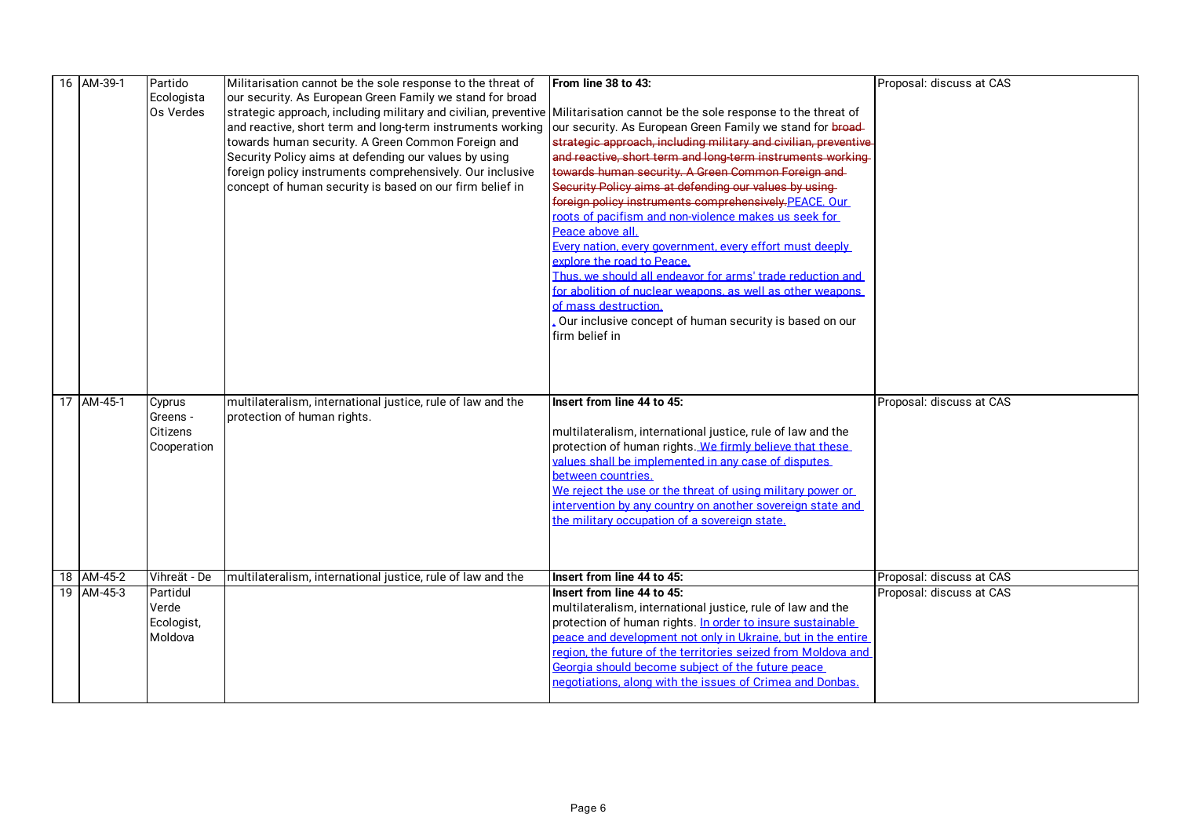| 16 | AM-39-1 | Partido Ecologista Os Verdes | Militarisation cannot be the sole response to the threat of our security. As European Green Family we stand for broad strategic approach, including military and civilian, preventive and reactive, short term and long-term instruments working towards human security. A Green Common Foreign and Security Policy aims at defending our values by using foreign policy instruments comprehensively. Our inclusive concept of human security is based on our firm belief in | **From line 38 to 43:**<br><br>Militarisation cannot be the sole response to the threat of our security. As European Green Family we stand for ~~broad strategic approach, including military and civilian, preventive and reactive, short term and long-term instruments working towards human security. A Green Common Foreign and Security Policy aims at defending our values by using foreign policy instruments comprehensively.~~ <u>PEACE. Our roots of pacifism and non-violence makes us seek for Peace above all.</u><br><u>Every nation, every government, every effort must deeply explore the road to Peace.</u><br><u>Thus, we should all endeavor for arms' trade reduction and for abolition of nuclear weapons, as well as other weapons of mass destruction.</u><br><u>.</u> Our inclusive concept of human security is based on our firm belief in | Proposal: discuss at CAS |
|---|---|---|---|---|---|
| 17 | AM-45-1 | Cyprus Greens - Citizens Cooperation | multilateralism, international justice, rule of law and the protection of human rights. | **Insert from line 44 to 45:**<br><br>multilateralism, international justice, rule of law and the protection of human rights. <u>We firmly believe that these values shall be implemented in any case of disputes between countries.</u><br><u>We reject the use or the threat of using military power or intervention by any country on another sovereign state and the military occupation of a sovereign state.</u> | Proposal: discuss at CAS |
| 18 | AM-45-2 | Vihreät - De | multilateralism, international justice, rule of law and the | **Insert from line 44 to 45:** | Proposal: discuss at CAS |
| 19 | AM-45-3 | Partidul Verde Ecologist, Moldova | | **Insert from line 44 to 45:**<br>multilateralism, international justice, rule of law and the protection of human rights. <u>In order to insure sustainable peace and development not only in Ukraine, but in the entire region, the future of the territories seized from Moldova and Georgia should become subject of the future peace negotiations, along with the issues of Crimea and Donbas.</u> | Proposal: discuss at CAS |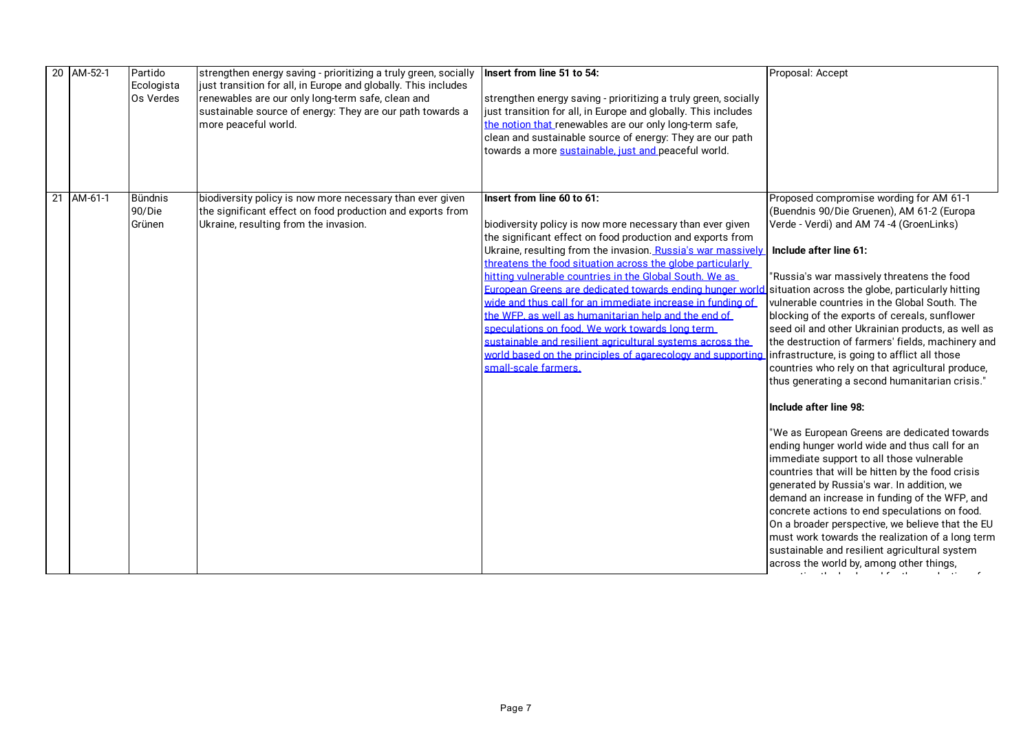| 20 | AM-52-1 | Partido Ecologista Os Verdes | strengthen energy saving - prioritizing a truly green, socially just transition for all, in Europe and globally. This includes renewables are our only long-term safe, clean and sustainable source of energy: They are our path towards a more peaceful world. | **Insert from line 51 to 54:**<br><br>strengthen energy saving - prioritizing a truly green, socially just transition for all, in Europe and globally. This includes the notion that renewables are our only long-term safe, clean and sustainable source of energy: They are our path towards a more sustainable, just and peaceful world. | Proposal: Accept |
|---|---|---|---|---|---|
| 21 | AM-61-1 | Bündnis 90/Die Grünen | biodiversity policy is now more necessary than ever given the significant effect on food production and exports from Ukraine, resulting from the invasion. | **Insert from line 60 to 61:**<br><br>biodiversity policy is now more necessary than ever given the significant effect on food production and exports from Ukraine, resulting from the invasion. Russia's war massively threatens the food situation across the globe particularly hitting vulnerable countries in the Global South. We as European Greens are dedicated towards ending hunger world wide and thus call for an immediate increase in funding of the WFP, as well as humanitarian help and the end of speculations on food. We work towards long term sustainable and resilient agricultural systems across the world based on the principles of agarecology and supporting small-scale farmers. | Proposed compromise wording for AM 61-1 (Buendnis 90/Die Gruenen), AM 61-2 (Europa Verde - Verdi) and AM 74 -4 (GroenLinks)<br><br>**Include after line 61:**<br><br>"Russia's war massively threatens the food situation across the globe, particularly hitting vulnerable countries in the Global South. The blocking of the exports of cereals, sunflower seed oil and other Ukrainian products, as well as the destruction of farmers' fields, machinery and infrastructure, is going to afflict all those countries who rely on that agricultural produce, thus generating a second humanitarian crisis."<br><br>**Include after line 98:**<br><br>"We as European Greens are dedicated towards ending hunger world wide and thus call for an immediate support to all those vulnerable countries that will be hitten by the food crisis generated by Russia's war. In addition, we demand an increase in funding of the WFP, and concrete actions to end speculations on food. On a broader perspective, we believe that the EU must work towards the realization of a long term sustainable and resilient agricultural system across the world by, among other things, |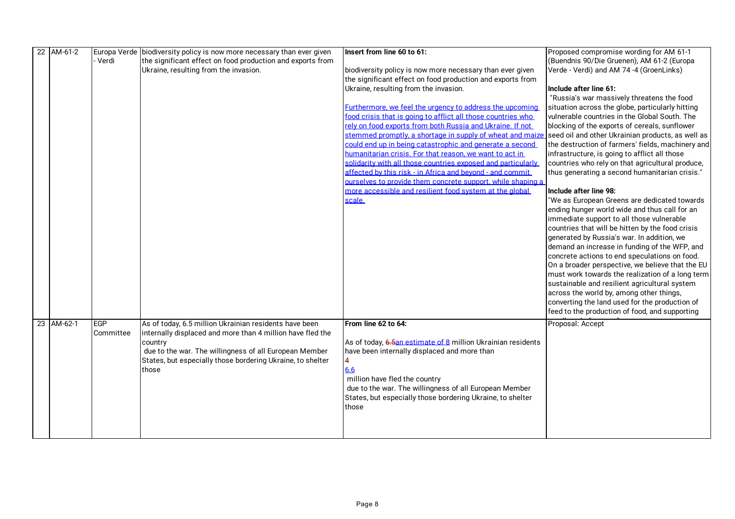| 22 | AM-61-2 | Europa Verde - Verdi | biodiversity policy is now more necessary than ever given the significant effect on food production and exports from Ukraine, resulting from the invasion. | **Insert from line 60 to 61:**<br><br>biodiversity policy is now more necessary than ever given the significant effect on food production and exports from Ukraine, resulting from the invasion.<br><br>Furthermore, we feel the urgency to address the upcoming food crisis that is going to afflict all those countries who rely on food exports from both Russia and Ukraine. If not stemmed promptly, a shortage in supply of wheat and maize could end up in being catastrophic and generate a second humanitarian crisis. For that reason, we want to act in solidarity with all those countries exposed and particularly affected by this risk - in Africa and beyond - and commit ourselves to provide them concrete support, while shaping a more accessible and resilient food system at the global scale. | Proposed compromise wording for AM 61-1 (Buendnis 90/Die Gruenen), AM 61-2 (Europa Verde - Verdi) and AM 74 -4 (GroenLinks)<br><br>**Include after line 61:**<br>"Russia's war massively threatens the food situation across the globe, particularly hitting vulnerable countries in the Global South. The blocking of the exports of cereals, sunflower seed oil and other Ukrainian products, as well as the destruction of farmers' fields, machinery and infrastructure, is going to afflict all those countries who rely on that agricultural produce, thus generating a second humanitarian crisis."<br><br>**Include after line 98:**<br>"We as European Greens are dedicated towards ending hunger world wide and thus call for an immediate support to all those vulnerable countries that will be hitten by the food crisis generated by Russia's war. In addition, we demand an increase in funding of the WFP, and concrete actions to end speculations on food. On a broader perspective, we believe that the EU must work towards the realization of a long term sustainable and resilient agricultural system across the world by, among other things, converting the land used for the production of feed to the production of food, and supporting |
|---|---|---|---|---|---|
| 23 | AM-62-1 | EGP Committee | As of today, 6.5 million Ukrainian residents have been internally displaced and more than 4 million have fled the country<br>due to the war. The willingness of all European Member States, but especially those bordering Ukraine, to shelter those | **From line 62 to 64:**<br><br>As of today, ~~6.5~~an estimate of 8 million Ukrainian residents have been internally displaced and more than<br>~~4~~<br>6.6<br>million have fled the country<br>due to the war. The willingness of all European Member States, but especially those bordering Ukraine, to shelter those | Proposal: Accept |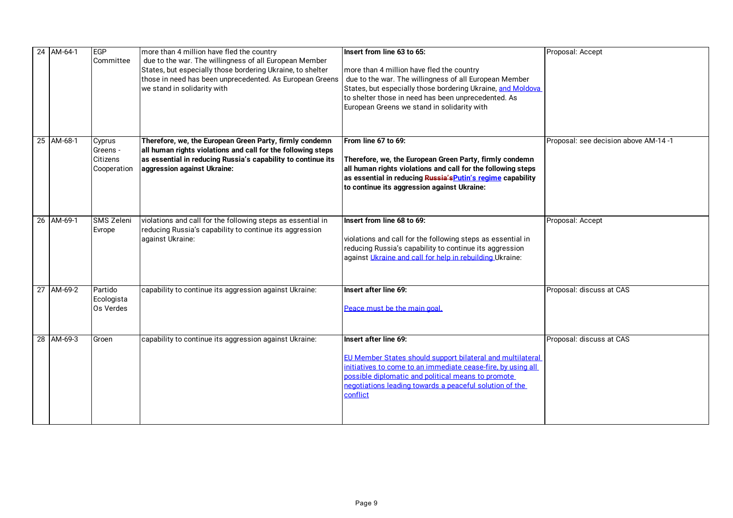| 24 | AM-64-1 | EGP Committee | more than 4 million have fled the country due to the war. The willingness of all European Member States, but especially those bordering Ukraine, to shelter those in need has been unprecedented. As European Greens we stand in solidarity with | **Insert from line 63 to 65:**<br><br>more than 4 million have fled the country due to the war. The willingness of all European Member States, but especially those bordering Ukraine, <u>and Moldova</u> to shelter those in need has been unprecedented. As European Greens we stand in solidarity with | Proposal: Accept |
|---|---|---|---|---|---|
| 25 | AM-68-1 | Cyprus Greens - Citizens Cooperation | **Therefore, we, the European Green Party, firmly condemn all human rights violations and call for the following steps as essential in reducing Russia's capability to continue its aggression against Ukraine:** | **From line 67 to 69:**<br><br>**Therefore, we, the European Green Party, firmly condemn all human rights violations and call for the following steps as essential in reducing ~~Russia's~~<u>Putin's regime</u> capability to continue its aggression against Ukraine:** | Proposal: see decision above AM-14 -1 |
| 26 | AM-69-1 | SMS Zeleni Evrope | violations and call for the following steps as essential in reducing Russia's capability to continue its aggression against Ukraine: | **Insert from line 68 to 69:**<br><br>violations and call for the following steps as essential in reducing Russia's capability to continue its aggression against <u>Ukraine and call for help in rebuilding</u> Ukraine: | Proposal: Accept |
| 27 | AM-69-2 | Partido Ecologista Os Verdes | capability to continue its aggression against Ukraine: | **Insert after line 69:**<br><br><u>Peace must be the main goal.</u> | Proposal: discuss at CAS |
| 28 | AM-69-3 | Groen | capability to continue its aggression against Ukraine: | **Insert after line 69:**<br><br><u>EU Member States should support bilateral and multilateral initiatives to come to an immediate cease-fire, by using all possible diplomatic and political means to promote negotiations leading towards a peaceful solution of the conflict</u> | Proposal: discuss at CAS |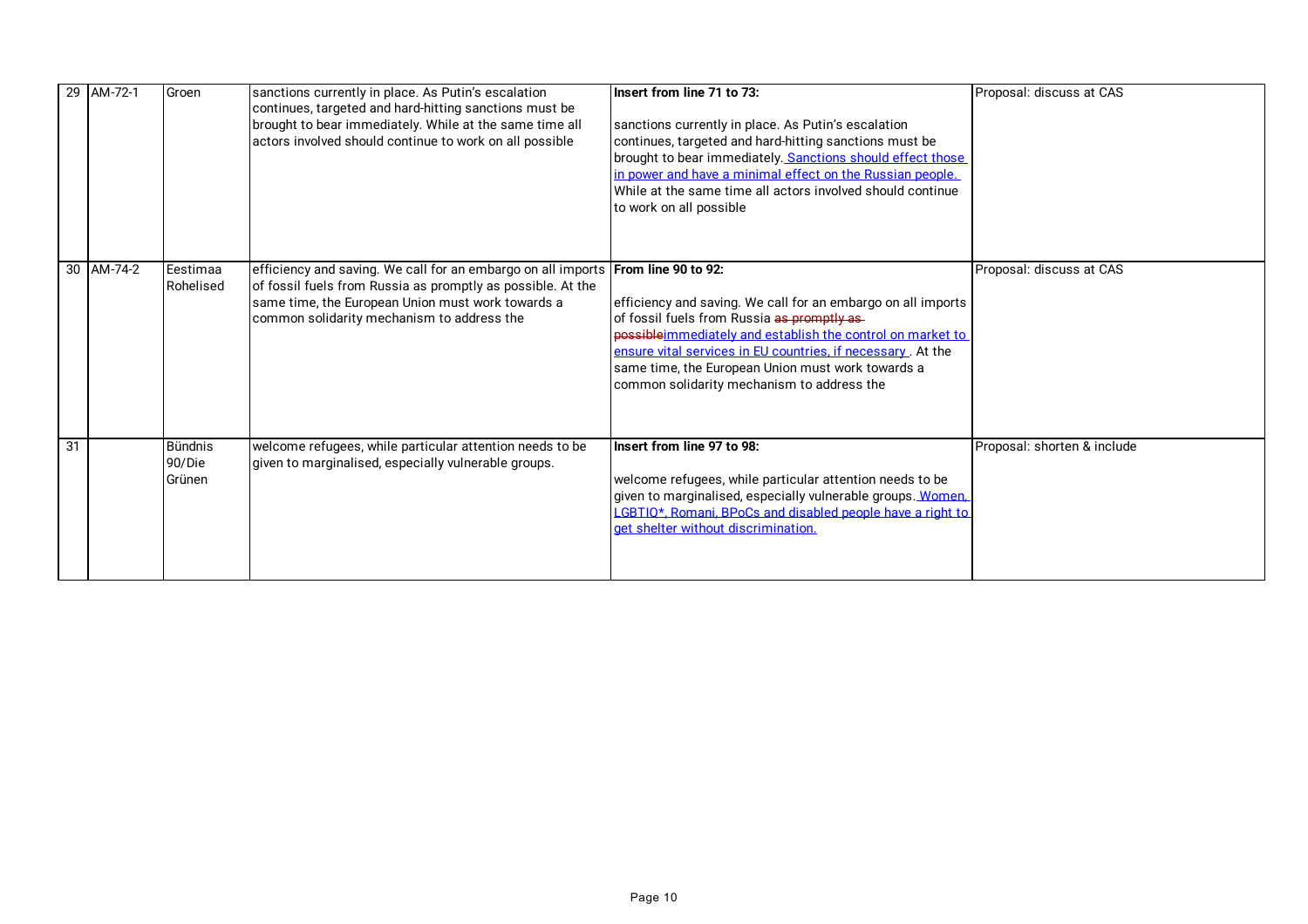| 29 | AM-72-1 | Groen | sanctions currently in place. As Putin's escalation continues, targeted and hard-hitting sanctions must be brought to bear immediately. While at the same time all actors involved should continue to work on all possible | **Insert from line 71 to 73:**<br><br>sanctions currently in place. As Putin's escalation continues, targeted and hard-hitting sanctions must be brought to bear immediately. <u>Sanctions should effect those in power and have a minimal effect on the Russian people.</u> While at the same time all actors involved should continue to work on all possible | Proposal: discuss at CAS |
|---|---|---|---|---|---|
| 30 | AM-74-2 | Eestimaa Rohelised | efficiency and saving. We call for an embargo on all imports of fossil fuels from Russia as promptly as possible. At the same time, the European Union must work towards a common solidarity mechanism to address the | **From line 90 to 92:**<br><br>efficiency and saving. We call for an embargo on all imports of fossil fuels from Russia ~~as promptly as possible~~<u>immediately and establish the control on market to ensure vital services in EU countries, if necessary</u>. At the same time, the European Union must work towards a common solidarity mechanism to address the | Proposal: discuss at CAS |
| 31 | | Bündnis 90/Die Grünen | welcome refugees, while particular attention needs to be given to marginalised, especially vulnerable groups. | **Insert from line 97 to 98:**<br><br>welcome refugees, while particular attention needs to be given to marginalised, especially vulnerable groups. <u>Women, LGBTIQ*, Romani, BPoCs and disabled people have a right to get shelter without discrimination.</u> | Proposal: shorten & include |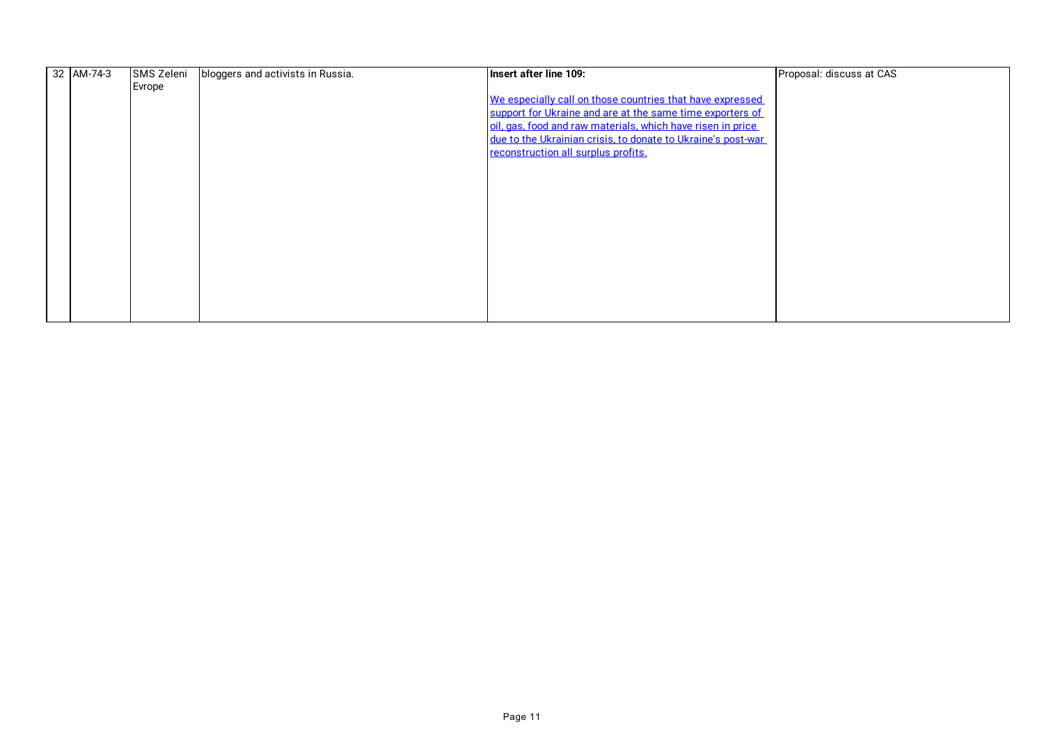| 32 | AM-74-3 | SMS Zeleni Evrope | bloggers and activists in Russia. | **Insert after line 109:**<br><br>We especially call on those countries that have expressed support for Ukraine and are at the same time exporters of oil, gas, food and raw materials, which have risen in price due to the Ukrainian crisis, to donate to Ukraine's post-war reconstruction all surplus profits. | Proposal: discuss at CAS |
|---|---|---|---|---|---|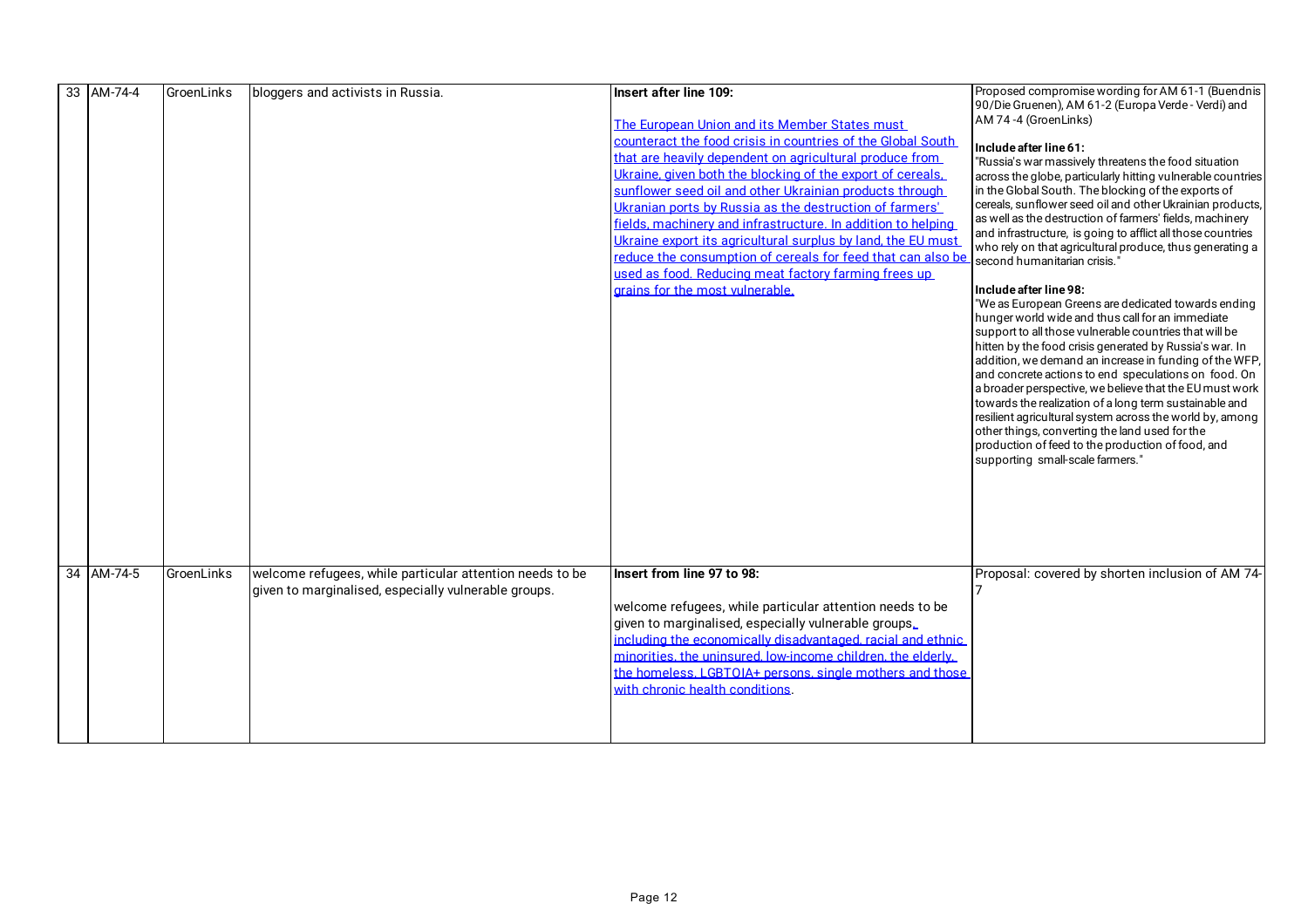| | | | | | |
|---|---|---|---|---|---|
| 33 | AM-74-4 | GroenLinks | bloggers and activists in Russia. | **Insert after line 109:**<br><br>The European Union and its Member States must counteract the food crisis in countries of the Global South that are heavily dependent on agricultural produce from Ukraine, given both the blocking of the export of cereals, sunflower seed oil and other Ukrainian products through Ukranian ports by Russia as the destruction of farmers' fields, machinery and infrastructure. In addition to helping Ukraine export its agricultural surplus by land, the EU must reduce the consumption of cereals for feed that can also be used as food. Reducing meat factory farming frees up grains for the most vulnerable. | Proposed compromise wording for AM 61-1 (Buendnis 90/Die Gruenen), AM 61-2 (Europa Verde - Verdi) and AM 74 -4 (GroenLinks)<br><br>**Include after line 61:**<br>"Russia's war massively threatens the food situation across the globe, particularly hitting vulnerable countries in the Global South. The blocking of the exports of cereals, sunflower seed oil and other Ukrainian products, as well as the destruction of farmers' fields, machinery and infrastructure, is going to afflict all those countries who rely on that agricultural produce, thus generating a second humanitarian crisis."<br><br>**Include after line 98:**<br>"We as European Greens are dedicated towards ending hunger world wide and thus call for an immediate support to all those vulnerable countries that will be hitten by the food crisis generated by Russia's war. In addition, we demand an increase in funding of the WFP, and concrete actions to end speculations on food. On a broader perspective, we believe that the EU must work towards the realization of a long term sustainable and resilient agricultural system across the world by, among other things, converting the land used for the production of feed to the production of food, and supporting small-scale farmers." |
| 34 | AM-74-5 | GroenLinks | welcome refugees, while particular attention needs to be given to marginalised, especially vulnerable groups. | **Insert from line 97 to 98:**<br><br>welcome refugees, while particular attention needs to be given to marginalised, especially vulnerable groups, including the economically disadvantaged, racial and ethnic minorities, the uninsured, low-income children, the elderly, the homeless, LGBTQIA+ persons, single mothers and those with chronic health conditions. | Proposal: covered by shorten inclusion of AM 74-7 |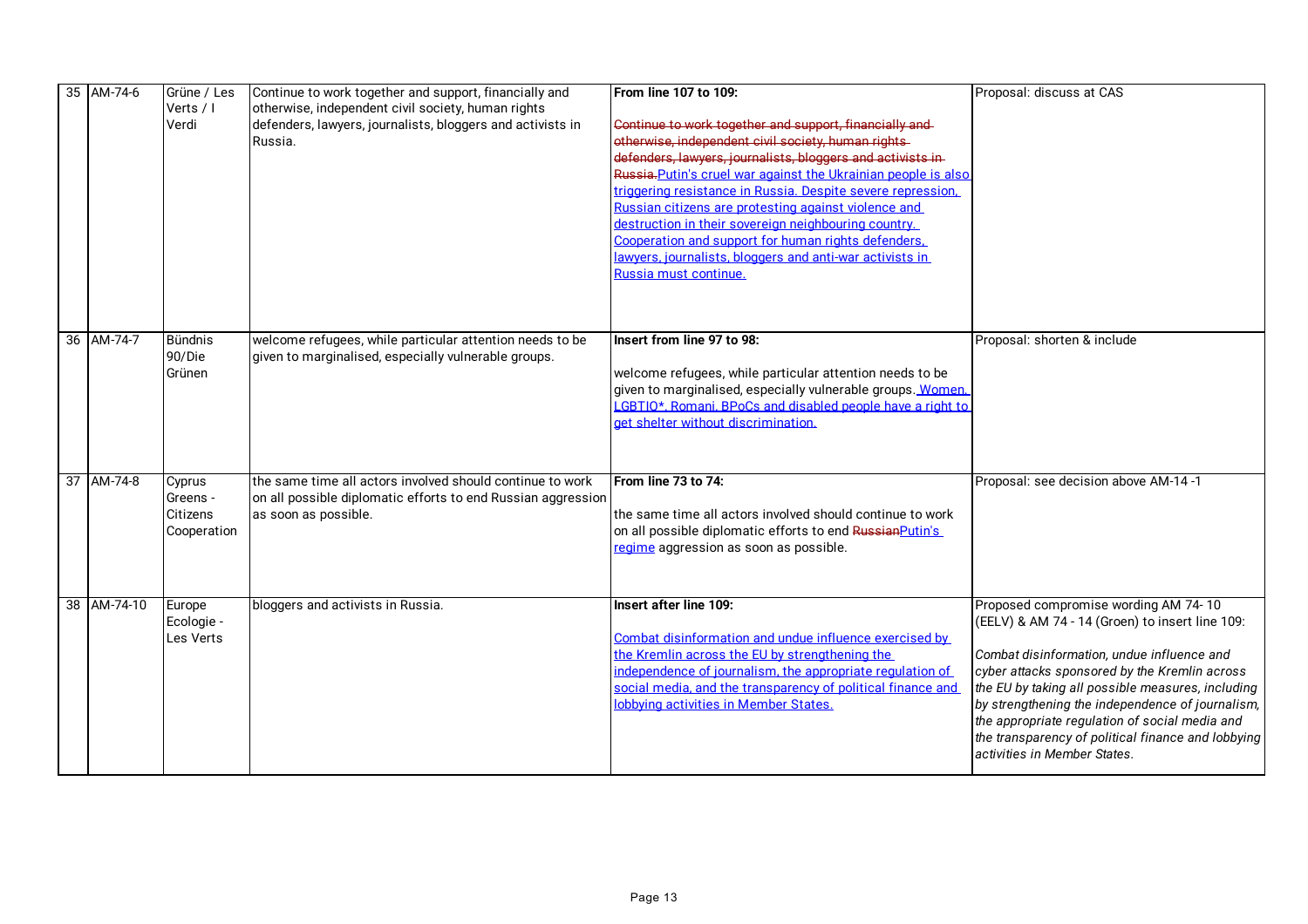| 35 | AM-74-6 | Grüne / Les Verts / I Verdi | Continue to work together and support, financially and otherwise, independent civil society, human rights defenders, lawyers, journalists, bloggers and activists in Russia. | **From line 107 to 109:**<br><br>~~Continue to work together and support, financially and otherwise, independent civil society, human rights defenders, lawyers, journalists, bloggers and activists in Russia.~~Putin's cruel war against the Ukrainian people is also triggering resistance in Russia. Despite severe repression, Russian citizens are protesting against violence and destruction in their sovereign neighbouring country. Cooperation and support for human rights defenders, lawyers, journalists, bloggers and anti-war activists in Russia must continue. | Proposal: discuss at CAS |
|---|---|---|---|---|---|
| 36 | AM-74-7 | Bündnis 90/Die Grünen | welcome refugees, while particular attention needs to be given to marginalised, especially vulnerable groups. | **Insert from line 97 to 98:**<br><br>welcome refugees, while particular attention needs to be given to marginalised, especially vulnerable groups. Women, LGBTIQ*, Romani, BPoCs and disabled people have a right to get shelter without discrimination. | Proposal: shorten & include |
| 37 | AM-74-8 | Cyprus Greens - Citizens Cooperation | the same time all actors involved should continue to work on all possible diplomatic efforts to end Russian aggression as soon as possible. | **From line 73 to 74:**<br><br>the same time all actors involved should continue to work on all possible diplomatic efforts to end ~~Russian~~Putin's regime aggression as soon as possible. | Proposal: see decision above AM-14 -1 |
| 38 | AM-74-10 | Europe Ecologie - Les Verts | bloggers and activists in Russia. | **Insert after line 109:**<br><br>Combat disinformation and undue influence exercised by the Kremlin across the EU by strengthening the independence of journalism, the appropriate regulation of social media, and the transparency of political finance and lobbying activities in Member States. | Proposed compromise wording AM 74- 10 (EELV) & AM 74 - 14 (Groen) to insert line 109:<br><br>*Combat disinformation, undue influence and cyber attacks sponsored by the Kremlin across the EU by taking all possible measures, including by strengthening the independence of journalism, the appropriate regulation of social media and the transparency of political finance and lobbying activities in Member States.* |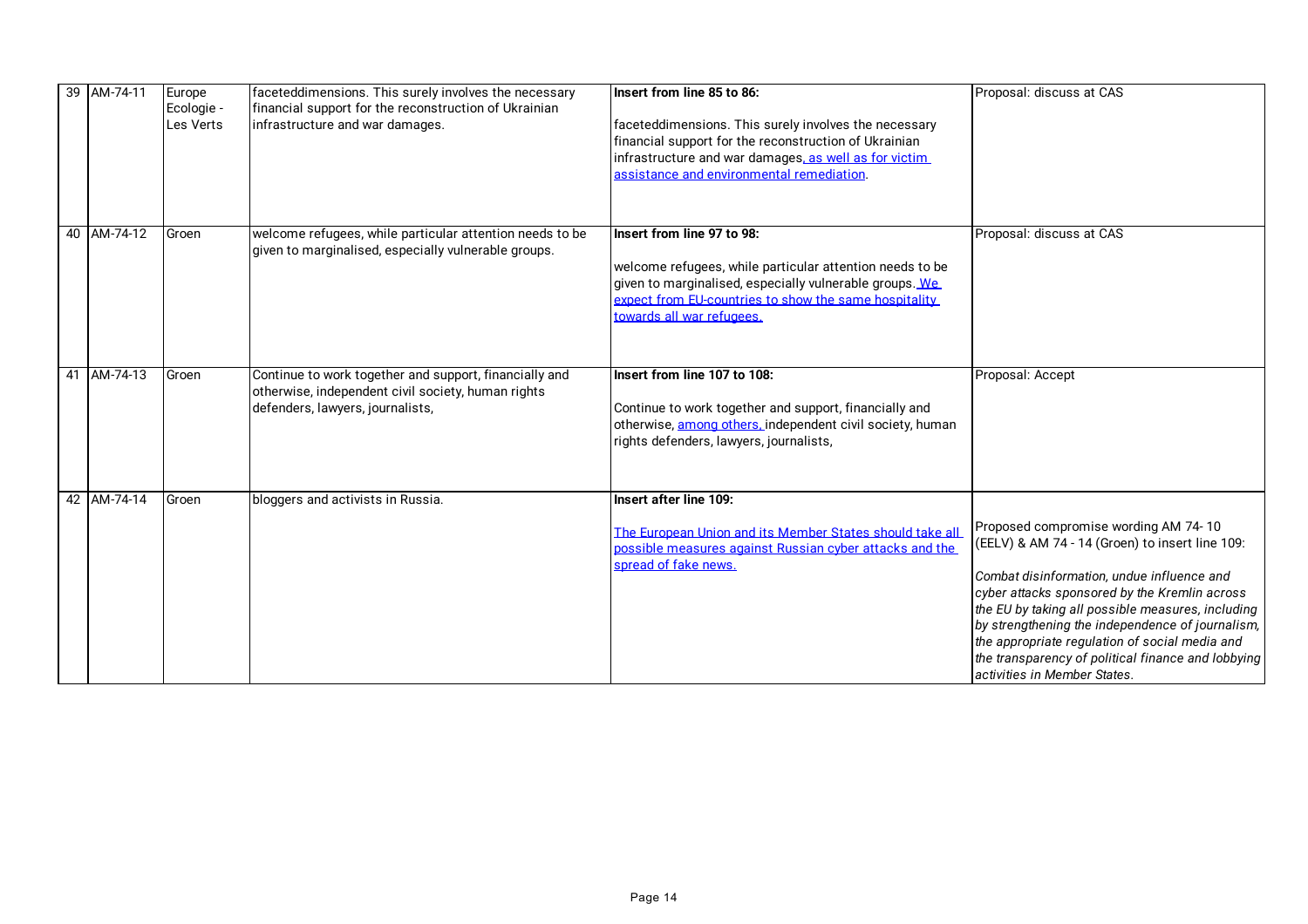| 39 | AM-74-11 | Europe Ecologie - Les Verts | faceteddimensions. This surely involves the necessary financial support for the reconstruction of Ukrainian infrastructure and war damages. | **Insert from line 85 to 86:**<br><br>faceteddimensions. This surely involves the necessary financial support for the reconstruction of Ukrainian infrastructure and war damages, as well as for victim assistance and environmental remediation. | Proposal: discuss at CAS |
|---|---|---|---|---|---|
| 40 | AM-74-12 | Groen | welcome refugees, while particular attention needs to be given to marginalised, especially vulnerable groups. | **Insert from line 97 to 98:**<br><br>welcome refugees, while particular attention needs to be given to marginalised, especially vulnerable groups. We expect from EU-countries to show the same hospitality towards all war refugees. | Proposal: discuss at CAS |
| 41 | AM-74-13 | Groen | Continue to work together and support, financially and otherwise, independent civil society, human rights defenders, lawyers, journalists, | **Insert from line 107 to 108:**<br><br>Continue to work together and support, financially and otherwise, among others, independent civil society, human rights defenders, lawyers, journalists, | Proposal: Accept |
| 42 | AM-74-14 | Groen | bloggers and activists in Russia. | **Insert after line 109:**<br><br>The European Union and its Member States should take all possible measures against Russian cyber attacks and the spread of fake news. | Proposed compromise wording AM 74- 10 (EELV) & AM 74 - 14 (Groen) to insert line 109:<br><br>*Combat disinformation, undue influence and cyber attacks sponsored by the Kremlin across the EU by taking all possible measures, including by strengthening the independence of journalism, the appropriate regulation of social media and the transparency of political finance and lobbying activities in Member States.* |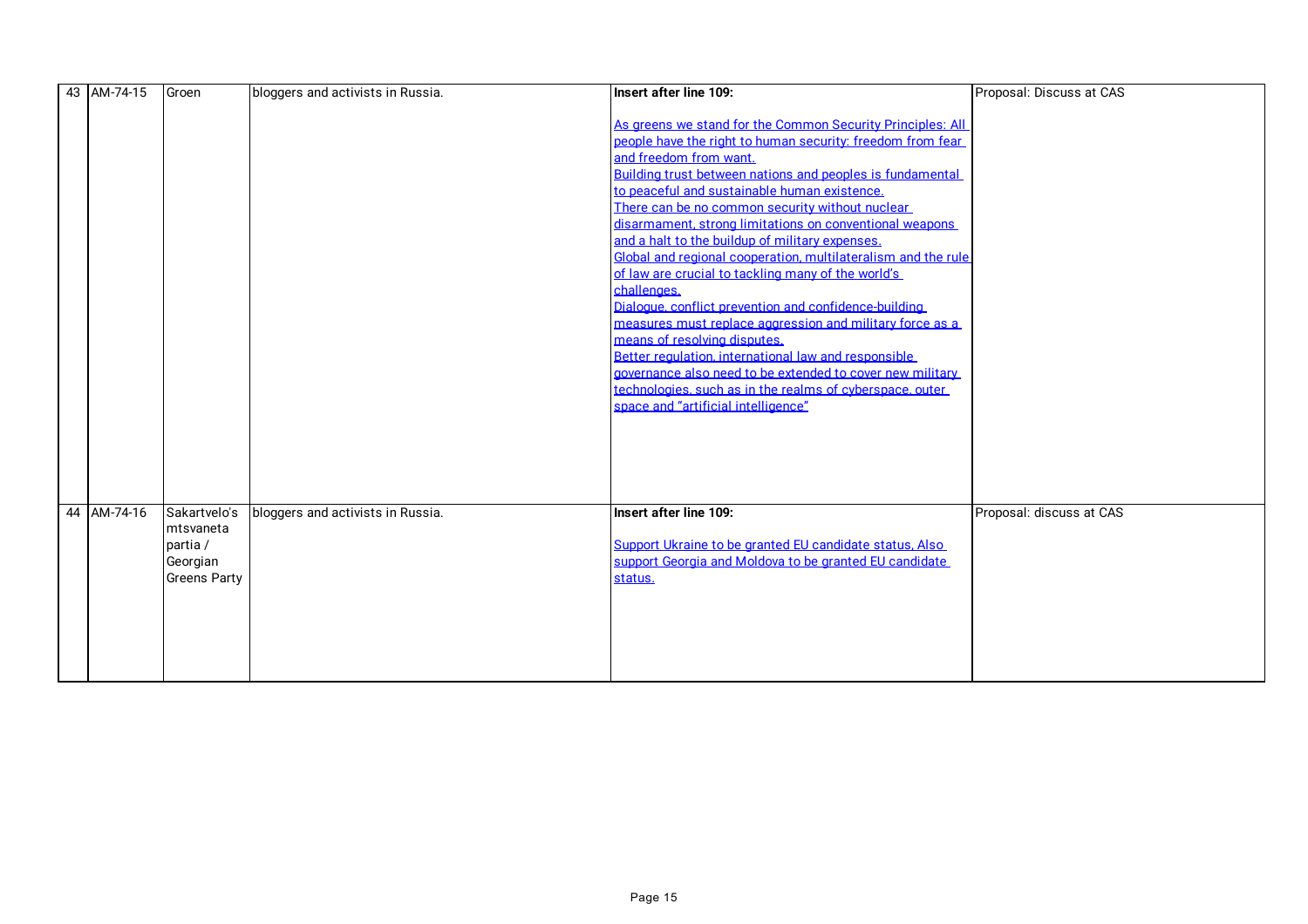| 43 | AM-74-15 | Groen | bloggers and activists in Russia. | **Insert after line 109:**<br><br>As greens we stand for the Common Security Principles: All people have the right to human security: freedom from fear and freedom from want.<br>Building trust between nations and peoples is fundamental to peaceful and sustainable human existence.<br>There can be no common security without nuclear disarmament, strong limitations on conventional weapons and a halt to the buildup of military expenses.<br>Global and regional cooperation, multilateralism and the rule of law are crucial to tackling many of the world's challenges.<br>Dialogue, conflict prevention and confidence-building measures must replace aggression and military force as a means of resolving disputes.<br>Better regulation, international law and responsible governance also need to be extended to cover new military technologies, such as in the realms of cyberspace, outer space and "artificial intelligence" | Proposal: Discuss at CAS |
|---|---|---|---|---|---|
| 44 | AM-74-16 | Sakartvelo's mtsvaneta partia / Georgian Greens Party | bloggers and activists in Russia. | **Insert after line 109:**<br><br>Support Ukraine to be granted EU candidate status, Also support Georgia and Moldova to be granted EU candidate status. | Proposal: discuss at CAS |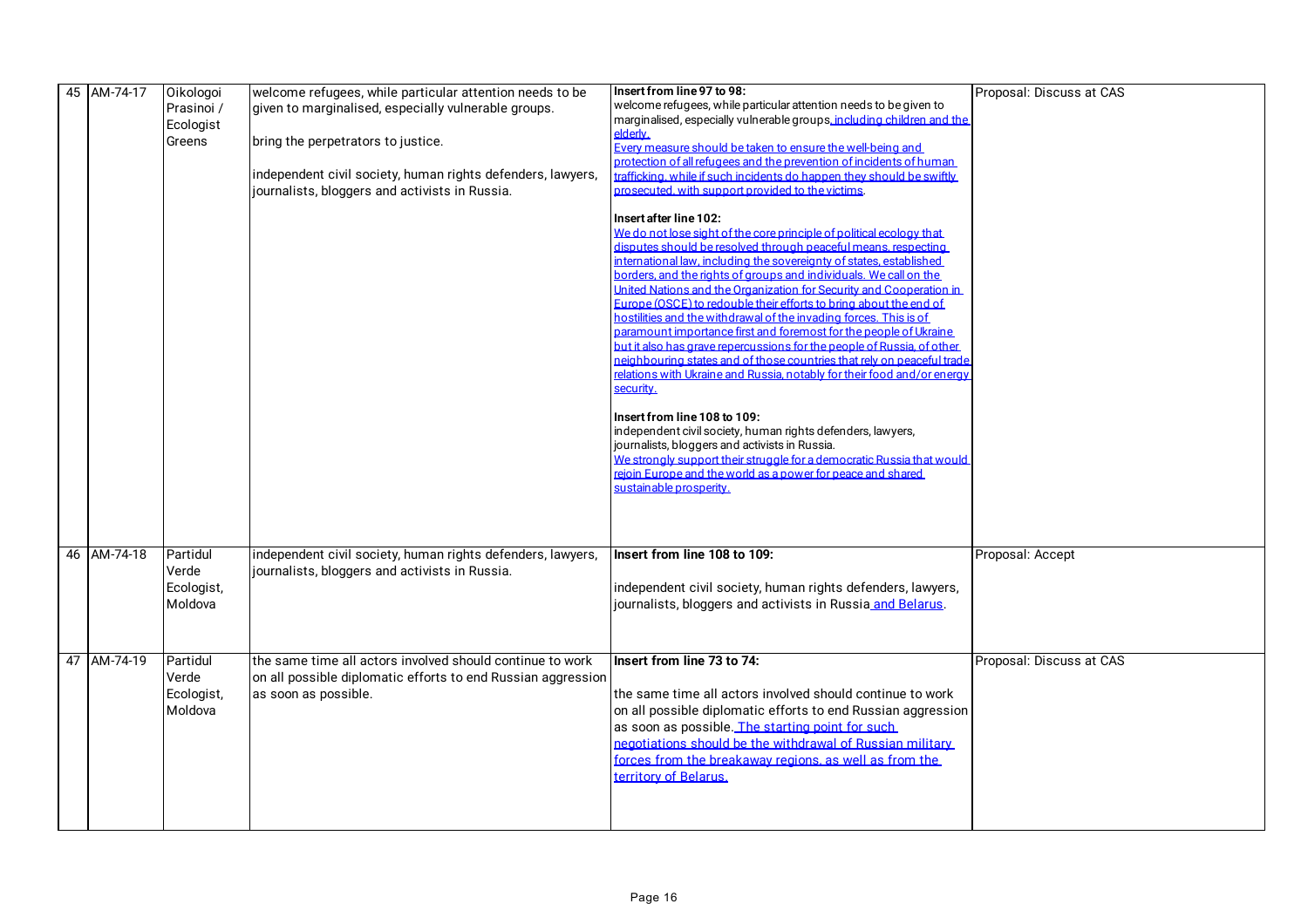| 45 | AM-74-17 | Oikologoi Prasinoi / Ecologist Greens | welcome refugees, while particular attention needs to be given to marginalised, especially vulnerable groups.<br><br>bring the perpetrators to justice.<br><br>independent civil society, human rights defenders, lawyers, journalists, bloggers and activists in Russia. | **Insert from line 97 to 98:**<br>welcome refugees, while particular attention needs to be given to marginalised, especially vulnerable groups, including children and the elderly.<br>Every measure should be taken to ensure the well-being and protection of all refugees and the prevention of incidents of human trafficking, while if such incidents do happen they should be swiftly prosecuted, with support provided to the victims.<br><br>**Insert after line 102:**<br>We do not lose sight of the core principle of political ecology that disputes should be resolved through peaceful means, respecting international law, including the sovereignty of states, established borders, and the rights of groups and individuals. We call on the United Nations and the Organization for Security and Cooperation in Europe (OSCE) to redouble their efforts to bring about the end of hostilities and the withdrawal of the invading forces. This is of paramount importance first and foremost for the people of Ukraine but it also has grave repercussions for the people of Russia, of other neighbouring states and of those countries that rely on peaceful trade relations with Ukraine and Russia, notably for their food and/or energy security.<br><br>**Insert from line 108 to 109:**<br>independent civil society, human rights defenders, lawyers, journalists, bloggers and activists in Russia.<br>We strongly support their struggle for a democratic Russia that would rejoin Europe and the world as a power for peace and shared sustainable prosperity. | Proposal: Discuss at CAS |
|---|---|---|---|---|---|
| 46 | AM-74-18 | Partidul Verde Ecologist, Moldova | independent civil society, human rights defenders, lawyers, journalists, bloggers and activists in Russia. | **Insert from line 108 to 109:**<br><br>independent civil society, human rights defenders, lawyers, journalists, bloggers and activists in Russia and Belarus. | Proposal: Accept |
| 47 | AM-74-19 | Partidul Verde Ecologist, Moldova | the same time all actors involved should continue to work on all possible diplomatic efforts to end Russian aggression as soon as possible. | **Insert from line 73 to 74:**<br><br>the same time all actors involved should continue to work on all possible diplomatic efforts to end Russian aggression as soon as possible. The starting point for such negotiations should be the withdrawal of Russian military forces from the breakaway regions, as well as from the territory of Belarus. | Proposal: Discuss at CAS |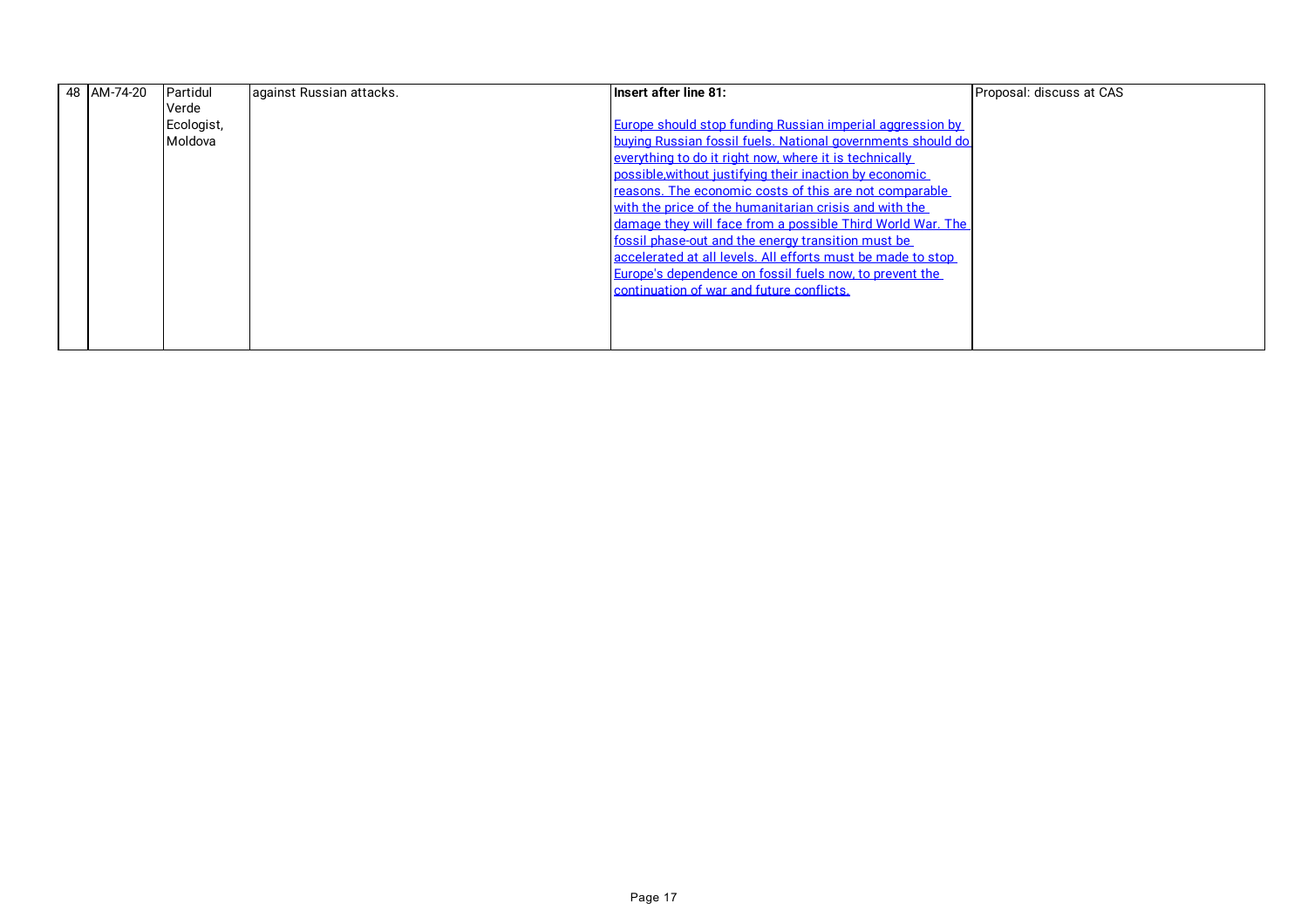| | | | | | |
|---|---|---|---|---|---|
| 48 | AM-74-20 | Partidul Verde Ecologist, Moldova | against Russian attacks. | **Insert after line 81:**<br><br>Europe should stop funding Russian imperial aggression by buying Russian fossil fuels. National governments should do everything to do it right now, where it is technically possible,without justifying their inaction by economic reasons. The economic costs of this are not comparable with the price of the humanitarian crisis and with the damage they will face from a possible Third World War. The fossil phase-out and the energy transition must be accelerated at all levels. All efforts must be made to stop Europe's dependence on fossil fuels now, to prevent the continuation of war and future conflicts. | Proposal: discuss at CAS |